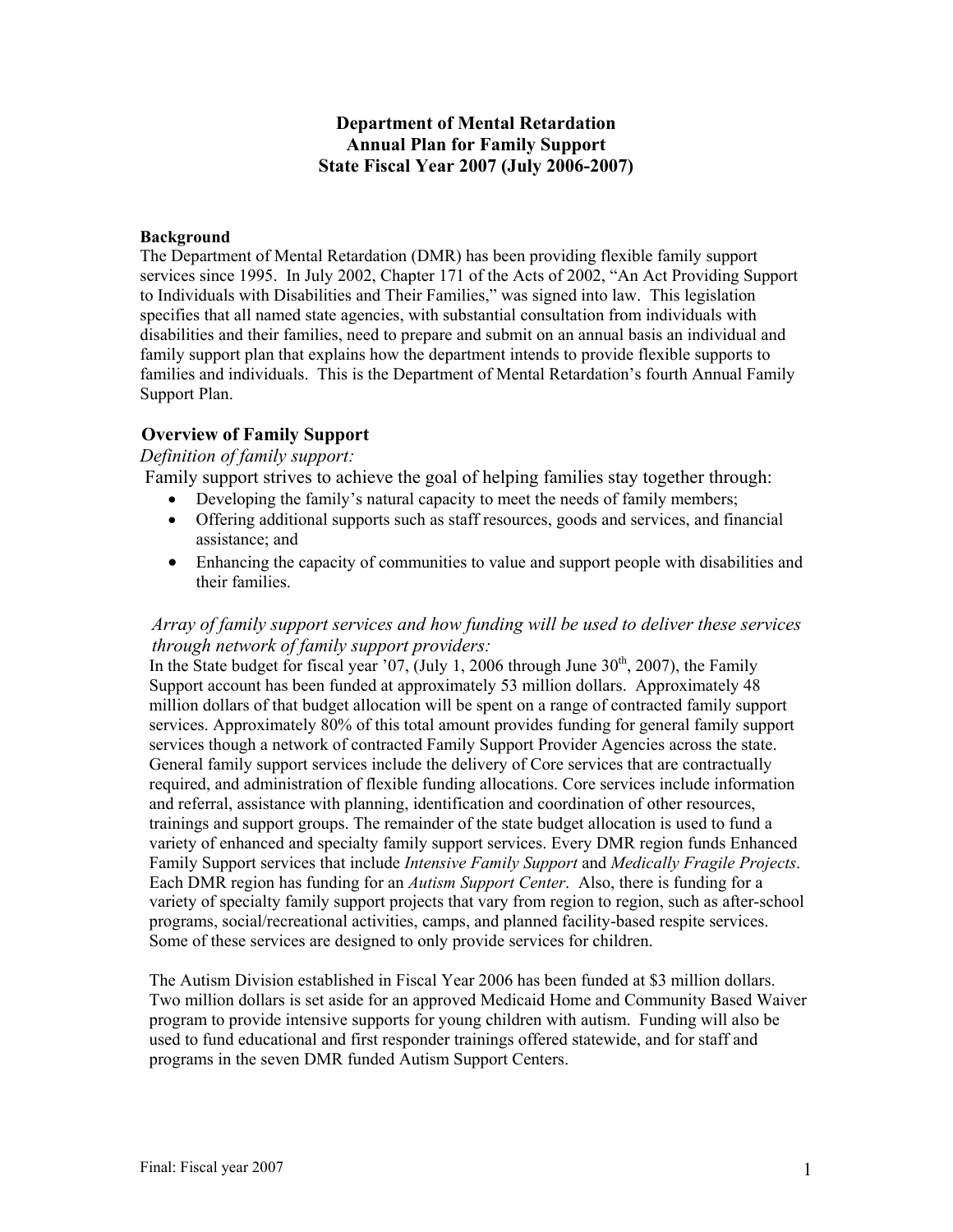# Department of Mental Retardation
# Annual Plan for Family Support
# State Fiscal Year 2007 (July 2006-2007)

**Background**

The Department of Mental Retardation (DMR) has been providing flexible family support services since 1995. In July 2002, Chapter 171 of the Acts of 2002, "An Act Providing Support to Individuals with Disabilities and Their Families," was signed into law. This legislation specifies that all named state agencies, with substantial consultation from individuals with disabilities and their families, need to prepare and submit on an annual basis an individual and family support plan that explains how the department intends to provide flexible supports to families and individuals. This is the Department of Mental Retardation's fourth Annual Family Support Plan.

## Overview of Family Support

*Definition of family support:*

Family support strives to achieve the goal of helping families stay together through:

- Developing the family's natural capacity to meet the needs of family members;
- Offering additional supports such as staff resources, goods and services, and financial assistance; and
- Enhancing the capacity of communities to value and support people with disabilities and their families.

*Array of family support services and how funding will be used to deliver these services through network of family support providers:*

In the State budget for fiscal year '07, (July 1, 2006 through June 30th, 2007), the Family Support account has been funded at approximately 53 million dollars. Approximately 48 million dollars of that budget allocation will be spent on a range of contracted family support services. Approximately 80% of this total amount provides funding for general family support services though a network of contracted Family Support Provider Agencies across the state. General family support services include the delivery of Core services that are contractually required, and administration of flexible funding allocations. Core services include information and referral, assistance with planning, identification and coordination of other resources, trainings and support groups. The remainder of the state budget allocation is used to fund a variety of enhanced and specialty family support services. Every DMR region funds Enhanced Family Support services that include *Intensive Family Support* and *Medically Fragile Projects*. Each DMR region has funding for an *Autism Support Center*. Also, there is funding for a variety of specialty family support projects that vary from region to region, such as after-school programs, social/recreational activities, camps, and planned facility-based respite services. Some of these services are designed to only provide services for children.

The Autism Division established in Fiscal Year 2006 has been funded at $3 million dollars. Two million dollars is set aside for an approved Medicaid Home and Community Based Waiver program to provide intensive supports for young children with autism. Funding will also be used to fund educational and first responder trainings offered statewide, and for staff and programs in the seven DMR funded Autism Support Centers.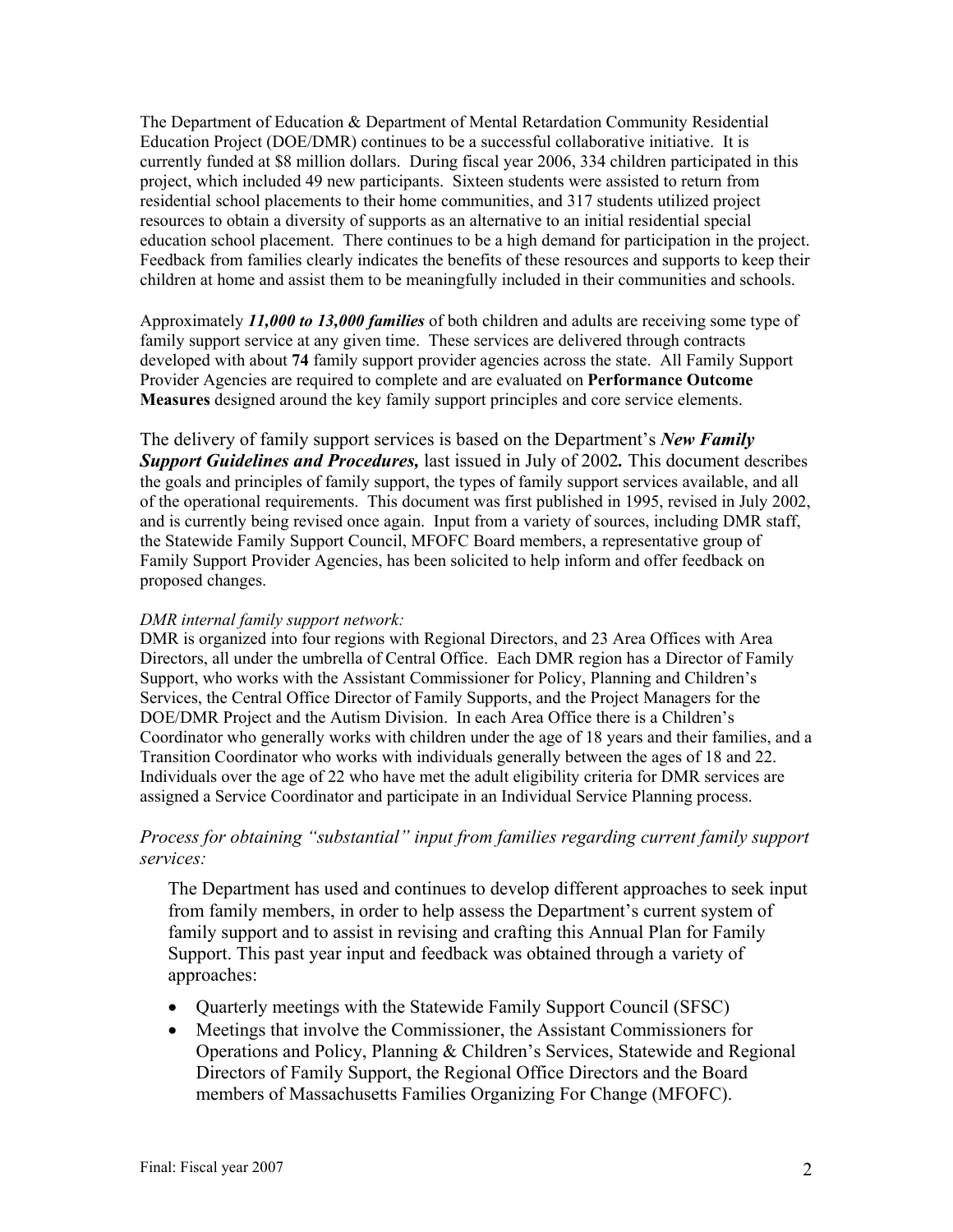The Department of Education & Department of Mental Retardation Community Residential Education Project (DOE/DMR) continues to be a successful collaborative initiative. It is currently funded at $8 million dollars. During fiscal year 2006, 334 children participated in this project, which included 49 new participants. Sixteen students were assisted to return from residential school placements to their home communities, and 317 students utilized project resources to obtain a diversity of supports as an alternative to an initial residential special education school placement. There continues to be a high demand for participation in the project. Feedback from families clearly indicates the benefits of these resources and supports to keep their children at home and assist them to be meaningfully included in their communities and schools.

Approximately ***11,000 to 13,000 families*** of both children and adults are receiving some type of family support service at any given time. These services are delivered through contracts developed with about **74** family support provider agencies across the state. All Family Support Provider Agencies are required to complete and are evaluated on **Performance Outcome Measures** designed around the key family support principles and core service elements.

The delivery of family support services is based on the Department's ***New Family Support Guidelines and Procedures,*** last issued in July of 2002**.** This document describes the goals and principles of family support, the types of family support services available, and all of the operational requirements. This document was first published in 1995, revised in July 2002, and is currently being revised once again. Input from a variety of sources, including DMR staff, the Statewide Family Support Council, MFOFC Board members, a representative group of Family Support Provider Agencies, has been solicited to help inform and offer feedback on proposed changes.

*DMR internal family support network:*

DMR is organized into four regions with Regional Directors, and 23 Area Offices with Area Directors, all under the umbrella of Central Office. Each DMR region has a Director of Family Support, who works with the Assistant Commissioner for Policy, Planning and Children's Services, the Central Office Director of Family Supports, and the Project Managers for the DOE/DMR Project and the Autism Division. In each Area Office there is a Children's Coordinator who generally works with children under the age of 18 years and their families, and a Transition Coordinator who works with individuals generally between the ages of 18 and 22. Individuals over the age of 22 who have met the adult eligibility criteria for DMR services are assigned a Service Coordinator and participate in an Individual Service Planning process.

*Process for obtaining "substantial" input from families regarding current family support services:*

The Department has used and continues to develop different approaches to seek input from family members, in order to help assess the Department's current system of family support and to assist in revising and crafting this Annual Plan for Family Support. This past year input and feedback was obtained through a variety of approaches:

- Quarterly meetings with the Statewide Family Support Council (SFSC)
- Meetings that involve the Commissioner, the Assistant Commissioners for Operations and Policy, Planning & Children's Services, Statewide and Regional Directors of Family Support, the Regional Office Directors and the Board members of Massachusetts Families Organizing For Change (MFOFC).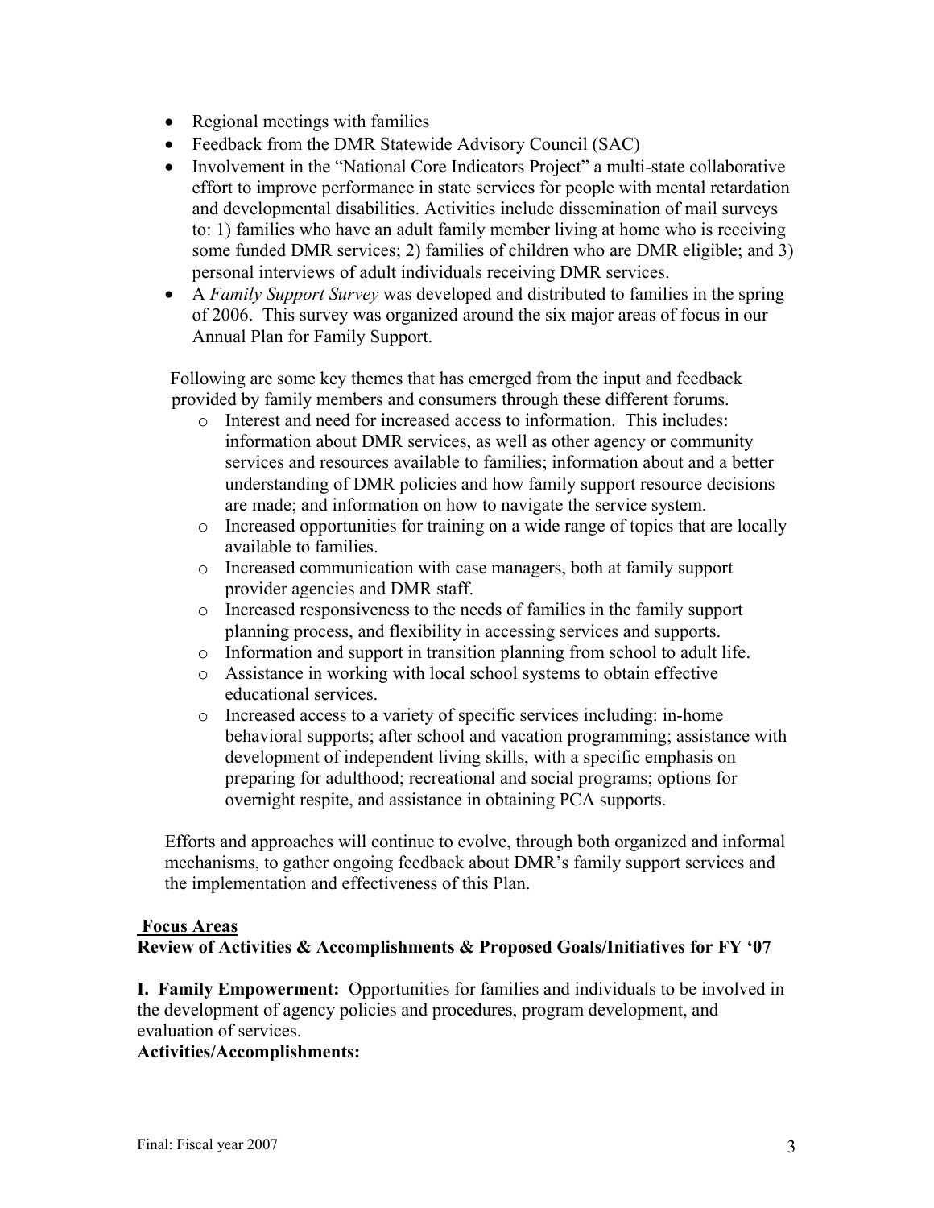- Regional meetings with families
- Feedback from the DMR Statewide Advisory Council (SAC)
- Involvement in the "National Core Indicators Project" a multi-state collaborative effort to improve performance in state services for people with mental retardation and developmental disabilities. Activities include dissemination of mail surveys to: 1) families who have an adult family member living at home who is receiving some funded DMR services; 2) families of children who are DMR eligible; and 3) personal interviews of adult individuals receiving DMR services.
- A *Family Support Survey* was developed and distributed to families in the spring of 2006. This survey was organized around the six major areas of focus in our Annual Plan for Family Support.

Following are some key themes that has emerged from the input and feedback provided by family members and consumers through these different forums.

- Interest and need for increased access to information. This includes: information about DMR services, as well as other agency or community services and resources available to families; information about and a better understanding of DMR policies and how family support resource decisions are made; and information on how to navigate the service system.
- Increased opportunities for training on a wide range of topics that are locally available to families.
- Increased communication with case managers, both at family support provider agencies and DMR staff.
- Increased responsiveness to the needs of families in the family support planning process, and flexibility in accessing services and supports.
- Information and support in transition planning from school to adult life.
- Assistance in working with local school systems to obtain effective educational services.
- Increased access to a variety of specific services including: in-home behavioral supports; after school and vacation programming; assistance with development of independent living skills, with a specific emphasis on preparing for adulthood; recreational and social programs; options for overnight respite, and assistance in obtaining PCA supports.

Efforts and approaches will continue to evolve, through both organized and informal mechanisms, to gather ongoing feedback about DMR's family support services and the implementation and effectiveness of this Plan.

**Focus Areas**

**Review of Activities & Accomplishments & Proposed Goals/Initiatives for FY '07**

**I. Family Empowerment:** Opportunities for families and individuals to be involved in the development of agency policies and procedures, program development, and evaluation of services.

**Activities/Accomplishments:**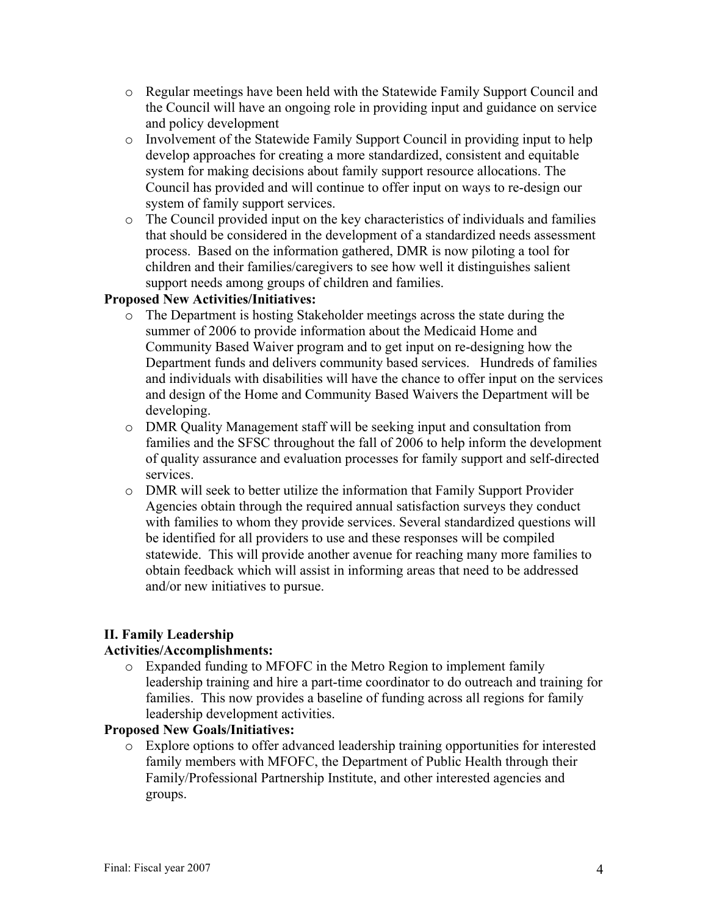- Regular meetings have been held with the Statewide Family Support Council and the Council will have an ongoing role in providing input and guidance on service and policy development
- Involvement of the Statewide Family Support Council in providing input to help develop approaches for creating a more standardized, consistent and equitable system for making decisions about family support resource allocations. The Council has provided and will continue to offer input on ways to re-design our system of family support services.
- The Council provided input on the key characteristics of individuals and families that should be considered in the development of a standardized needs assessment process. Based on the information gathered, DMR is now piloting a tool for children and their families/caregivers to see how well it distinguishes salient support needs among groups of children and families.

**Proposed New Activities/Initiatives:**

- The Department is hosting Stakeholder meetings across the state during the summer of 2006 to provide information about the Medicaid Home and Community Based Waiver program and to get input on re-designing how the Department funds and delivers community based services. Hundreds of families and individuals with disabilities will have the chance to offer input on the services and design of the Home and Community Based Waivers the Department will be developing.
- DMR Quality Management staff will be seeking input and consultation from families and the SFSC throughout the fall of 2006 to help inform the development of quality assurance and evaluation processes for family support and self-directed services.
- DMR will seek to better utilize the information that Family Support Provider Agencies obtain through the required annual satisfaction surveys they conduct with families to whom they provide services. Several standardized questions will be identified for all providers to use and these responses will be compiled statewide. This will provide another avenue for reaching many more families to obtain feedback which will assist in informing areas that need to be addressed and/or new initiatives to pursue.

**II. Family Leadership**

**Activities/Accomplishments:**

- Expanded funding to MFOFC in the Metro Region to implement family leadership training and hire a part-time coordinator to do outreach and training for families. This now provides a baseline of funding across all regions for family leadership development activities.

**Proposed New Goals/Initiatives:**

- Explore options to offer advanced leadership training opportunities for interested family members with MFOFC, the Department of Public Health through their Family/Professional Partnership Institute, and other interested agencies and groups.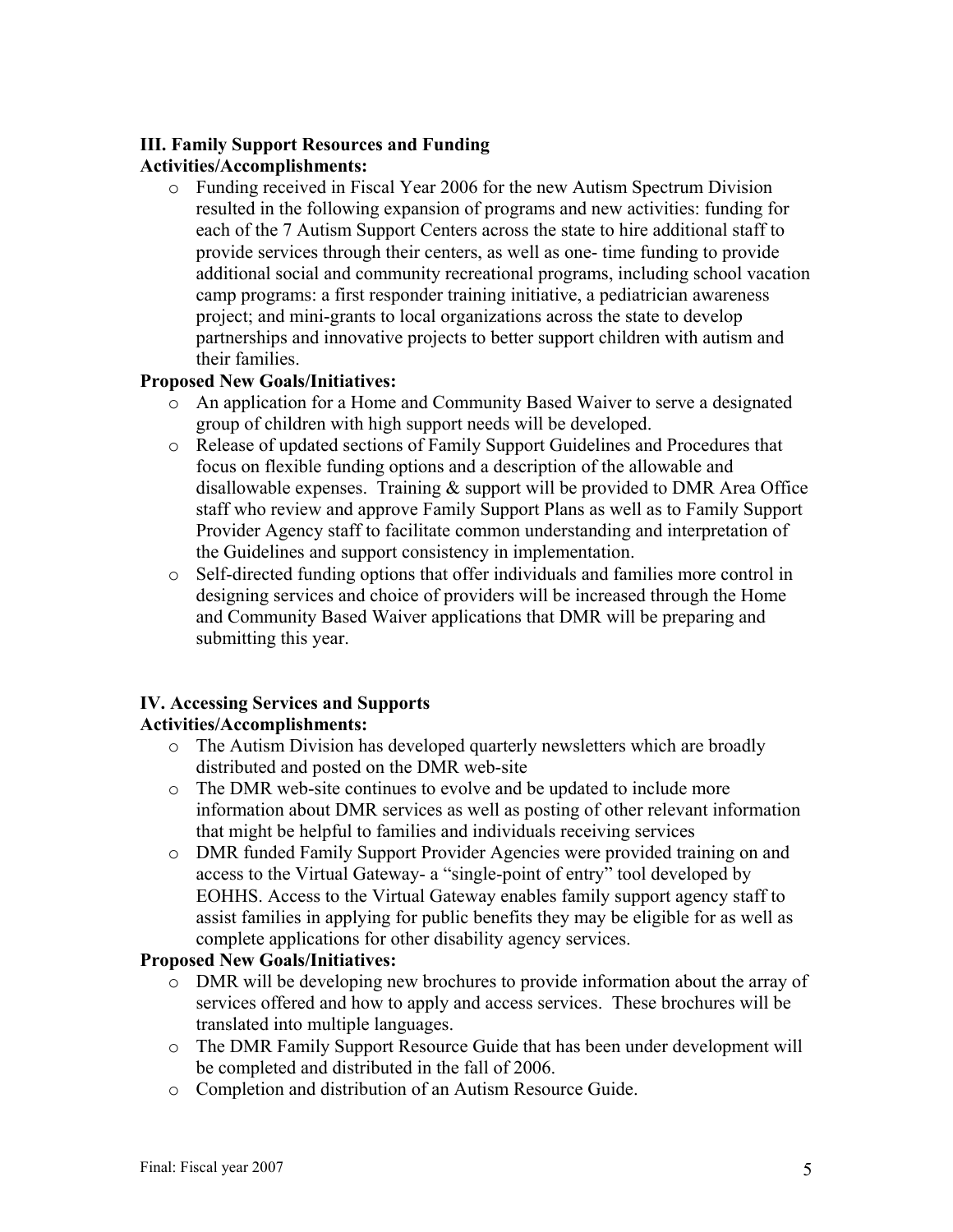**III. Family Support Resources and Funding**

**Activities/Accomplishments:**

- Funding received in Fiscal Year 2006 for the new Autism Spectrum Division resulted in the following expansion of programs and new activities: funding for each of the 7 Autism Support Centers across the state to hire additional staff to provide services through their centers, as well as one- time funding to provide additional social and community recreational programs, including school vacation camp programs: a first responder training initiative, a pediatrician awareness project; and mini-grants to local organizations across the state to develop partnerships and innovative projects to better support children with autism and their families.

**Proposed New Goals/Initiatives:**

- An application for a Home and Community Based Waiver to serve a designated group of children with high support needs will be developed.
- Release of updated sections of Family Support Guidelines and Procedures that focus on flexible funding options and a description of the allowable and disallowable expenses. Training & support will be provided to DMR Area Office staff who review and approve Family Support Plans as well as to Family Support Provider Agency staff to facilitate common understanding and interpretation of the Guidelines and support consistency in implementation.
- Self-directed funding options that offer individuals and families more control in designing services and choice of providers will be increased through the Home and Community Based Waiver applications that DMR will be preparing and submitting this year.

**IV. Accessing Services and Supports**

**Activities/Accomplishments:**

- The Autism Division has developed quarterly newsletters which are broadly distributed and posted on the DMR web-site
- The DMR web-site continues to evolve and be updated to include more information about DMR services as well as posting of other relevant information that might be helpful to families and individuals receiving services
- DMR funded Family Support Provider Agencies were provided training on and access to the Virtual Gateway- a "single-point of entry" tool developed by EOHHS. Access to the Virtual Gateway enables family support agency staff to assist families in applying for public benefits they may be eligible for as well as complete applications for other disability agency services.

**Proposed New Goals/Initiatives:**

- DMR will be developing new brochures to provide information about the array of services offered and how to apply and access services. These brochures will be translated into multiple languages.
- The DMR Family Support Resource Guide that has been under development will be completed and distributed in the fall of 2006.
- Completion and distribution of an Autism Resource Guide.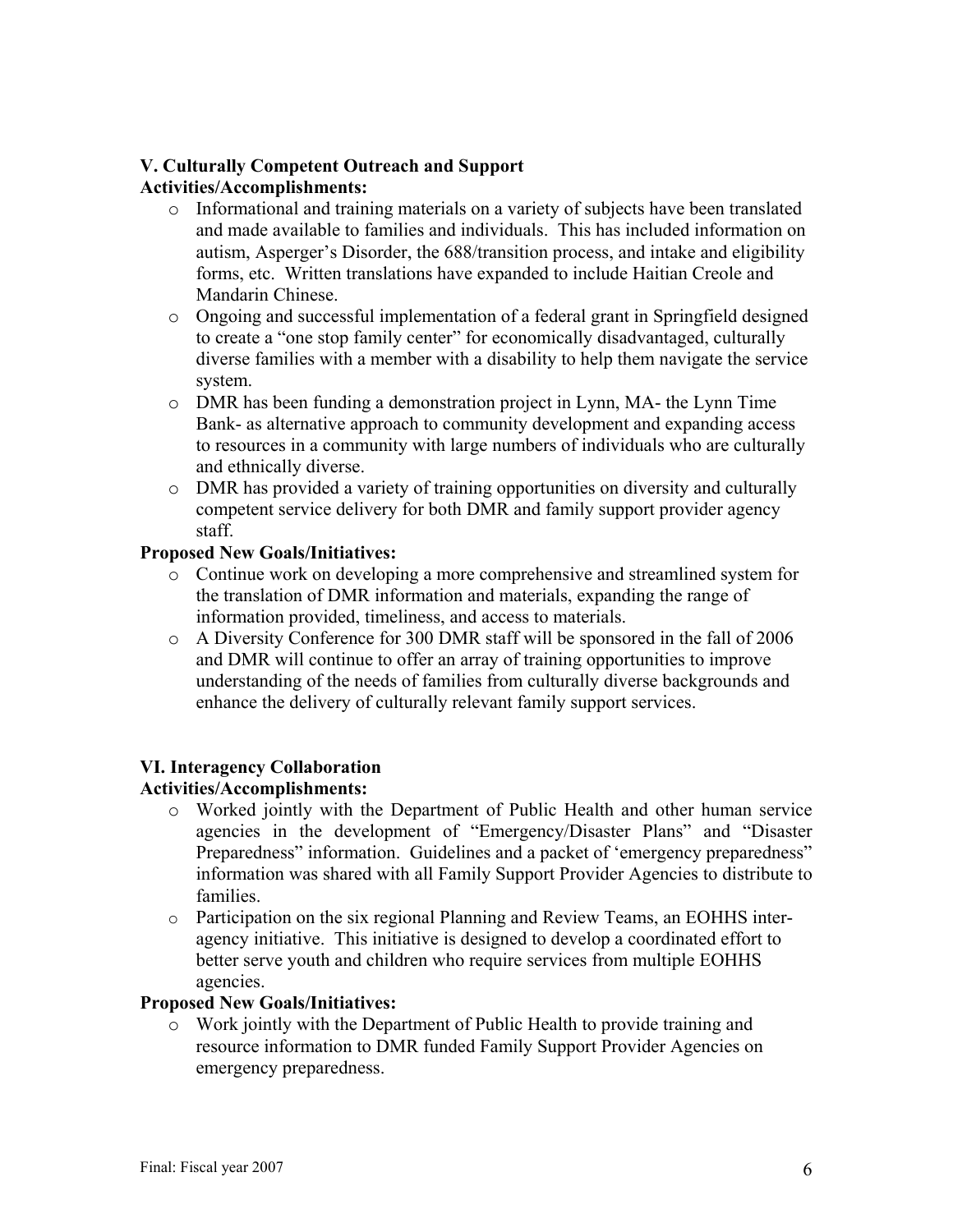### V. Culturally Competent Outreach and Support

**Activities/Accomplishments:**

- Informational and training materials on a variety of subjects have been translated and made available to families and individuals. This has included information on autism, Asperger's Disorder, the 688/transition process, and intake and eligibility forms, etc. Written translations have expanded to include Haitian Creole and Mandarin Chinese.
- Ongoing and successful implementation of a federal grant in Springfield designed to create a "one stop family center" for economically disadvantaged, culturally diverse families with a member with a disability to help them navigate the service system.
- DMR has been funding a demonstration project in Lynn, MA- the Lynn Time Bank- as alternative approach to community development and expanding access to resources in a community with large numbers of individuals who are culturally and ethnically diverse.
- DMR has provided a variety of training opportunities on diversity and culturally competent service delivery for both DMR and family support provider agency staff.

**Proposed New Goals/Initiatives:**

- Continue work on developing a more comprehensive and streamlined system for the translation of DMR information and materials, expanding the range of information provided, timeliness, and access to materials.
- A Diversity Conference for 300 DMR staff will be sponsored in the fall of 2006 and DMR will continue to offer an array of training opportunities to improve understanding of the needs of families from culturally diverse backgrounds and enhance the delivery of culturally relevant family support services.

### VI. Interagency Collaboration

**Activities/Accomplishments:**

- Worked jointly with the Department of Public Health and other human service agencies in the development of "Emergency/Disaster Plans" and "Disaster Preparedness" information. Guidelines and a packet of 'emergency preparedness" information was shared with all Family Support Provider Agencies to distribute to families.
- Participation on the six regional Planning and Review Teams, an EOHHS inter-agency initiative. This initiative is designed to develop a coordinated effort to better serve youth and children who require services from multiple EOHHS agencies.

**Proposed New Goals/Initiatives:**

- Work jointly with the Department of Public Health to provide training and resource information to DMR funded Family Support Provider Agencies on emergency preparedness.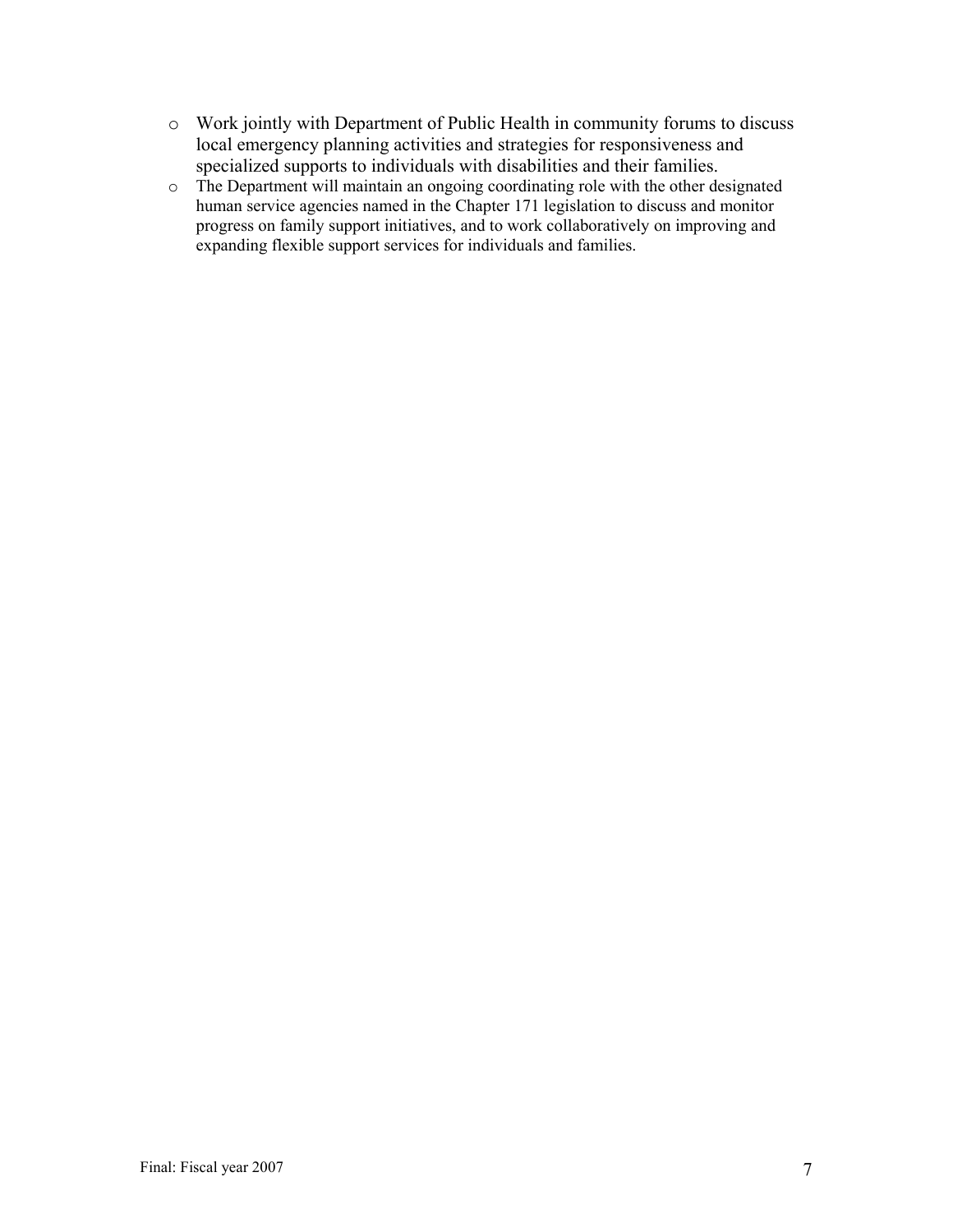- Work jointly with Department of Public Health in community forums to discuss local emergency planning activities and strategies for responsiveness and specialized supports to individuals with disabilities and their families.
- The Department will maintain an ongoing coordinating role with the other designated human service agencies named in the Chapter 171 legislation to discuss and monitor progress on family support initiatives, and to work collaboratively on improving and expanding flexible support services for individuals and families.